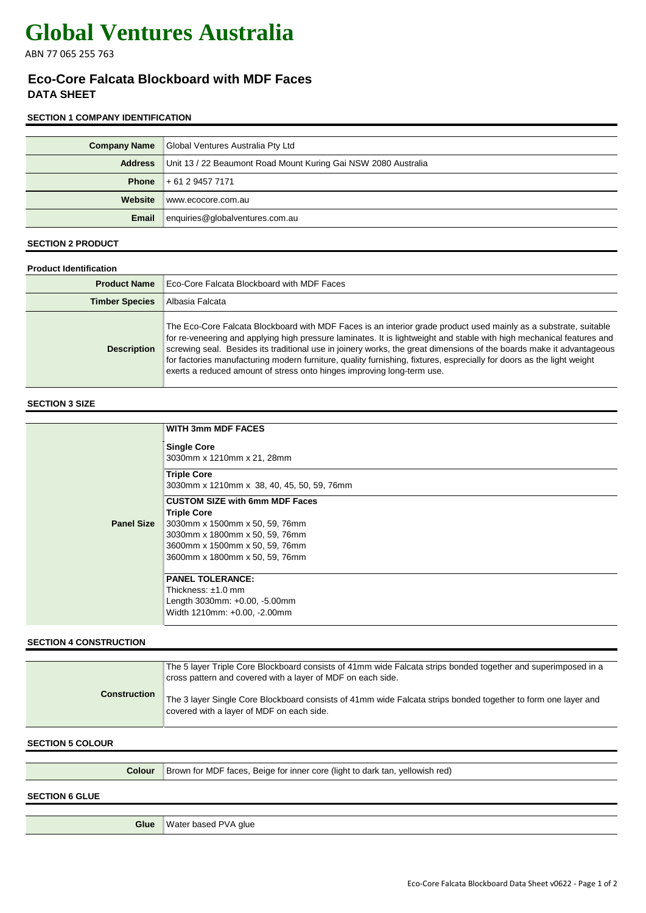# Global Ventures Australia

ABN 77 065 255 763

## Eco-Core Falcata Blockboard with MDF Faces

### DATA SHEET

#### SECTION 1 COMPANY IDENTIFICATION

| | |
|---|---|
| **Company Name** | Global Ventures Australia Pty Ltd |
| **Address** | Unit 13 / 22 Beaumont Road Mount Kuring Gai NSW 2080 Australia |
| **Phone** | + 61 2 9457 7171 |
| **Website** | www.ecocore.com.au |
| **Email** | enquiries@globalventures.com.au |

#### SECTION 2 PRODUCT

**Product Identification**

| | |
|---|---|
| **Product Name** | Eco-Core Falcata Blockboard with MDF Faces |
| **Timber Species** | Albasia Falcata |
| **Description** | The Eco-Core Falcata Blockboard with MDF Faces is an interior grade product used mainly as a substrate, suitable for re-veneering and applying high pressure laminates. It is lightweight and stable with high mechanical features and screwing seal. Besides its traditional use in joinery works, the great dimensions of the boards make it advantageous for factories manufacturing modern furniture, quality furnishing, fixtures, esprecially for doors as the light weight exerts a reduced amount of stress onto hinges improving long-term use. |

#### SECTION 3 SIZE

| | |
|---|---|
| **Panel Size** | **WITH 3mm MDF FACES**<br><br>**Single Core**<br>3030mm x 1210mm x 21, 28mm |
| | **Triple Core**<br>3030mm x 1210mm x 38, 40, 45, 50, 59, 76mm |
| | **CUSTOM SIZE with 6mm MDF Faces**<br>**Triple Core**<br>3030mm x 1500mm x 50, 59, 76mm<br>3030mm x 1800mm x 50, 59, 76mm<br>3600mm x 1500mm x 50, 59, 76mm<br>3600mm x 1800mm x 50, 59, 76mm<br><br>**PANEL TOLERANCE:**<br>Thickness: ±1.0 mm<br>Length 3030mm: +0.00, -5.00mm<br>Width 1210mm: +0.00, -2.00mm |

#### SECTION 4 CONSTRUCTION

| | |
|---|---|
| **Construction** | The 5 layer Triple Core Blockboard consists of 41mm wide Falcata strips bonded together and superimposed in a cross pattern and covered with a layer of MDF on each side.<br><br>The 3 layer Single Core Blockboard consists of 41mm wide Falcata strips bonded together to form one layer and covered with a layer of MDF on each side. |

#### SECTION 5 COLOUR

| | |
|---|---|
| **Colour** | Brown for MDF faces, Beige for inner core (light to dark tan, yellowish red) |

#### SECTION 6 GLUE

| | |
|---|---|
| **Glue** | Water based PVA glue |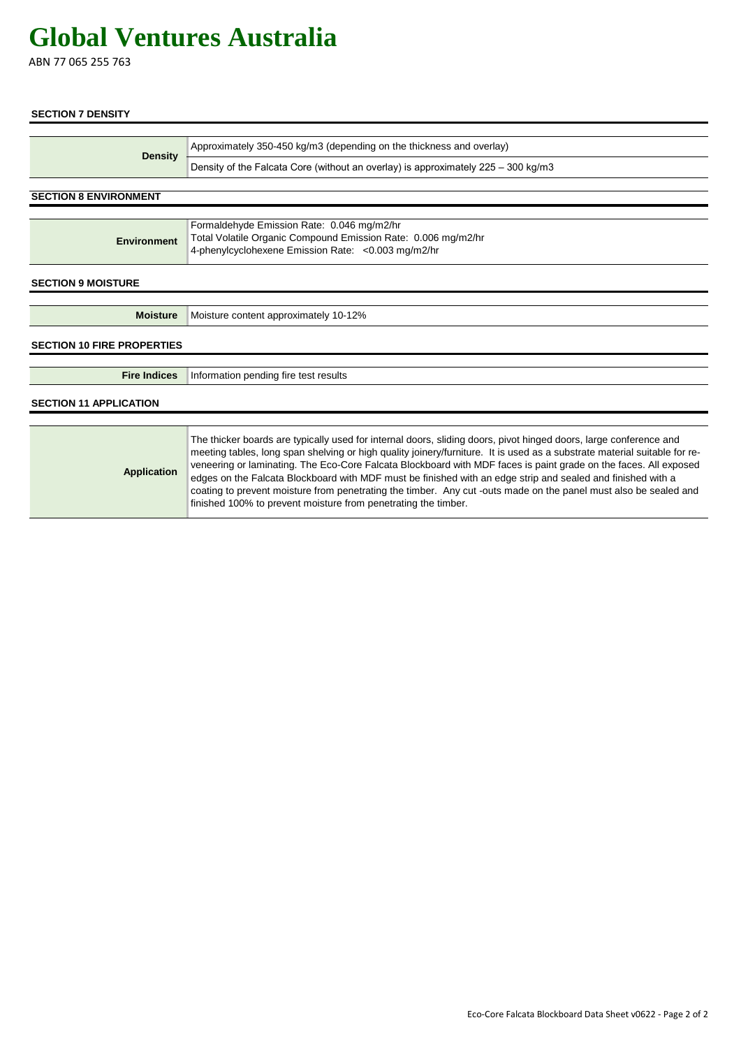# Global Ventures Australia

ABN 77 065 255 763

## SECTION 7 DENSITY

| | |
|---|---|
| **Density** | Approximately 350-450 kg/m3 (depending on the thickness and overlay) |
| | Density of the Falcata Core (without an overlay) is approximately 225 – 300 kg/m3 |

## SECTION 8 ENVIRONMENT

| | |
|---|---|
| **Environment** | Formaldehyde Emission Rate: 0.046 mg/m2/hr<br>Total Volatile Organic Compound Emission Rate: 0.006 mg/m2/hr<br>4-phenylcyclohexene Emission Rate: <0.003 mg/m2/hr |

## SECTION 9 MOISTURE

| | |
|---|---|
| **Moisture** | Moisture content approximately 10-12% |

## SECTION 10 FIRE PROPERTIES

| | |
|---|---|
| **Fire Indices** | Information pending fire test results |

## SECTION 11 APPLICATION

| | |
|---|---|
| **Application** | The thicker boards are typically used for internal doors, sliding doors, pivot hinged doors, large conference and meeting tables, long span shelving or high quality joinery/furniture. It is used as a substrate material suitable for re-veneering or laminating. The Eco-Core Falcata Blockboard with MDF faces is paint grade on the faces. All exposed edges on the Falcata Blockboard with MDF must be finished with an edge strip and sealed and finished with a coating to prevent moisture from penetrating the timber. Any cut -outs made on the panel must also be sealed and finished 100% to prevent moisture from penetrating the timber. |